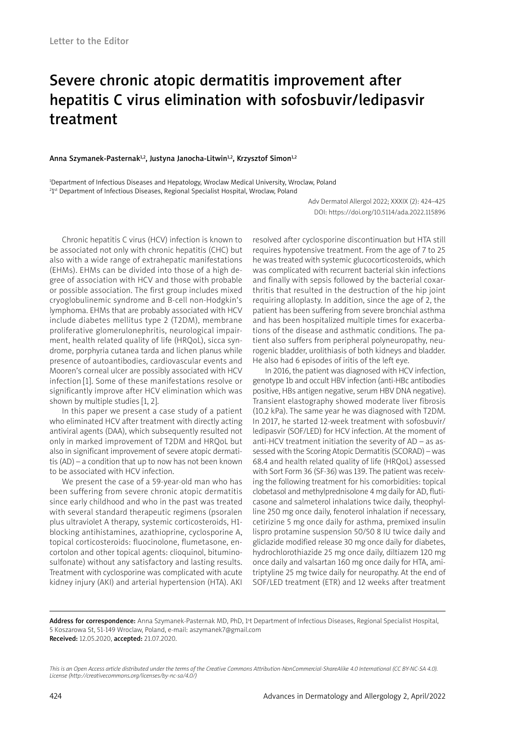Letter to the Editor

# Severe chronic atopic dermatitis improvement after hepatitis C virus elimination with sofosbuvir/ledipasvir treatment

**Anna Szymanek-Pasternak[1,2], Justyna Janocha-Litwin[1,2], Krzysztof Simon[1,2]**

[1]Department of Infectious Diseases and Hepatology, Wroclaw Medical University, Wroclaw, Poland
[2]1st Department of Infectious Diseases, Regional Specialist Hospital, Wroclaw, Poland

DOI: https://doi.org/10.5114/ada.2022.115896

Chronic hepatitis C virus (HCV) infection is known to be associated not only with chronic hepatitis (CHC) but also with a wide range of extrahepatic manifestations (EHMs). EHMs can be divided into those of a high degree of association with HCV and those with probable or possible association. The first group includes mixed cryoglobulinemic syndrome and B-cell non-Hodgkin's lymphoma. EHMs that are probably associated with HCV include diabetes mellitus type 2 (T2DM), membrane proliferative glomerulonephritis, neurological impairment, health related quality of life (HRQoL), sicca syndrome, porphyria cutanea tarda and lichen planus while presence of autoantibodies, cardiovascular events and Mooren's corneal ulcer are possibly associated with HCV infection [1]. Some of these manifestations resolve or significantly improve after HCV elimination which was shown by multiple studies [1, 2].

In this paper we present a case study of a patient who eliminated HCV after treatment with directly acting antiviral agents (DAA), which subsequently resulted not only in marked improvement of T2DM and HRQoL but also in significant improvement of severe atopic dermatitis (AD) – a condition that up to now has not been known to be associated with HCV infection.

We present the case of a 59-year-old man who has been suffering from severe chronic atopic dermatitis since early childhood and who in the past was treated with several standard therapeutic regimens (psoralen plus ultraviolet A therapy, systemic corticosteroids, H1-blocking antihistamines, azathioprine, cyclosporine A, topical corticosteroids: fluocinolone, flumetasone, encortolon and other topical agents: clioquinol, bituminosulfonate) without any satisfactory and lasting results. Treatment with cyclosporine was complicated with acute kidney injury (AKI) and arterial hypertension (HTA). AKI resolved after cyclosporine discontinuation but HTA still requires hypotensive treatment. From the age of 7 to 25 he was treated with systemic glucocorticosteroids, which was complicated with recurrent bacterial skin infections and finally with sepsis followed by the bacterial coxarthritis that resulted in the destruction of the hip joint requiring alloplasty. In addition, since the age of 2, the patient has been suffering from severe bronchial asthma and has been hospitalized multiple times for exacerbations of the disease and asthmatic conditions. The patient also suffers from peripheral polyneuropathy, neurogenic bladder, urolithiasis of both kidneys and bladder. He also had 6 episodes of iritis of the left eye.

In 2016, the patient was diagnosed with HCV infection, genotype 1b and occult HBV infection (anti-HBc antibodies positive, HBs antigen negative, serum HBV DNA negative). Transient elastography showed moderate liver fibrosis (10.2 kPa). The same year he was diagnosed with T2DM. In 2017, he started 12-week treatment with sofosbuvir/ledipasvir (SOF/LED) for HCV infection. At the moment of anti-HCV treatment initiation the severity of AD – as assessed with the Scoring Atopic Dermatitis (SCORAD) – was 68.4 and health related quality of life (HRQoL) assessed with Sort Form 36 (SF-36) was 139. The patient was receiving the following treatment for his comorbidities: topical clobetasol and methylprednisolone 4 mg daily for AD, fluticasone and salmeterol inhalations twice daily, theophylline 250 mg once daily, fenoterol inhalation if necessary, cetirizine 5 mg once daily for asthma, premixed insulin lispro protamine suspension 50/50 8 IU twice daily and gliclazide modified release 30 mg once daily for diabetes, hydrochlorothiazide 25 mg once daily, diltiazem 120 mg once daily and valsartan 160 mg once daily for HTA, amitriptyline 25 mg twice daily for neuropathy. At the end of SOF/LED treatment (ETR) and 12 weeks after treatment

**Address for correspondence:** Anna Szymanek-Pasternak MD, PhD, 1st Department of Infectious Diseases, Regional Specialist Hospital, 5 Koszarowa St, 51-149 Wroclaw, Poland, e-mail: aszymanek7@gmail.com
**Received:** 12.05.2020, **accepted:** 21.07.2020.

*This is an Open Access article distributed under the terms of the Creative Commons Attribution-NonCommercial-ShareAlike 4.0 International (CC BY-NC-SA 4.0). License (http://creativecommons.org/licenses/by-nc-sa/4.0/)*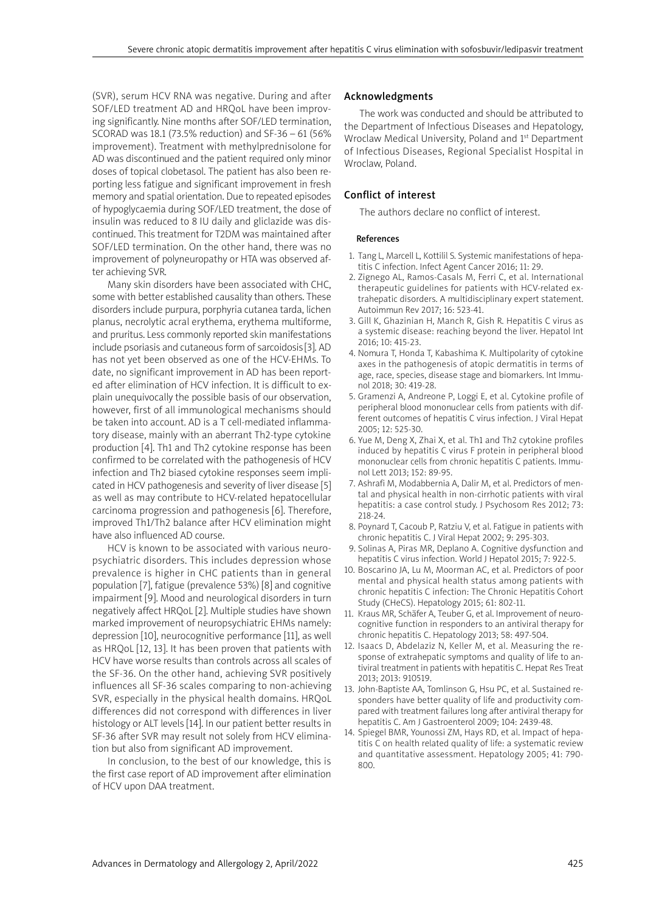(SVR), serum HCV RNA was negative. During and after SOF/LED treatment AD and HRQoL have been improving significantly. Nine months after SOF/LED termination, SCORAD was 18.1 (73.5% reduction) and SF-36 – 61 (56% improvement). Treatment with methylprednisolone for AD was discontinued and the patient required only minor doses of topical clobetasol. The patient has also been reporting less fatigue and significant improvement in fresh memory and spatial orientation. Due to repeated episodes of hypoglycaemia during SOF/LED treatment, the dose of insulin was reduced to 8 IU daily and gliclazide was discontinued. This treatment for T2DM was maintained after SOF/LED termination. On the other hand, there was no improvement of polyneuropathy or HTA was observed after achieving SVR.

Many skin disorders have been associated with CHC, some with better established causality than others. These disorders include purpura, porphyria cutanea tarda, lichen planus, necrolytic acral erythema, erythema multiforme, and pruritus. Less commonly reported skin manifestations include psoriasis and cutaneous form of sarcoidosis [3]. AD has not yet been observed as one of the HCV-EHMs. To date, no significant improvement in AD has been reported after elimination of HCV infection. It is difficult to explain unequivocally the possible basis of our observation, however, first of all immunological mechanisms should be taken into account. AD is a T cell-mediated inflammatory disease, mainly with an aberrant Th2-type cytokine production [4]. Th1 and Th2 cytokine response has been confirmed to be correlated with the pathogenesis of HCV infection and Th2 biased cytokine responses seem implicated in HCV pathogenesis and severity of liver disease [5] as well as may contribute to HCV-related hepatocellular carcinoma progression and pathogenesis [6]. Therefore, improved Th1/Th2 balance after HCV elimination might have also influenced AD course.

HCV is known to be associated with various neuropsychiatric disorders. This includes depression whose prevalence is higher in CHC patients than in general population [7], fatigue (prevalence 53%) [8] and cognitive impairment [9]. Mood and neurological disorders in turn negatively affect HRQoL [2]. Multiple studies have shown marked improvement of neuropsychiatric EHMs namely: depression [10], neurocognitive performance [11], as well as HRQoL [12, 13]. It has been proven that patients with HCV have worse results than controls across all scales of the SF-36. On the other hand, achieving SVR positively influences all SF-36 scales comparing to non-achieving SVR, especially in the physical health domains. HRQoL differences did not correspond with differences in liver histology or ALT levels [14]. In our patient better results in SF-36 after SVR may result not solely from HCV elimination but also from significant AD improvement.

In conclusion, to the best of our knowledge, this is the first case report of AD improvement after elimination of HCV upon DAA treatment.

## Acknowledgments

The work was conducted and should be attributed to the Department of Infectious Diseases and Hepatology, Wroclaw Medical University, Poland and 1st Department of Infectious Diseases, Regional Specialist Hospital in Wroclaw, Poland.

## Conflict of interest

The authors declare no conflict of interest.

### References

1. Tang L, Marcell L, Kottilil S. Systemic manifestations of hepatitis C infection. Infect Agent Cancer 2016; 11: 29.
2. Zignego AL, Ramos-Casals M, Ferri C, et al. International therapeutic guidelines for patients with HCV-related extrahepatic disorders. A multidisciplinary expert statement. Autoimmun Rev 2017; 16: 523-41.
3. Gill K, Ghazinian H, Manch R, Gish R. Hepatitis C virus as a systemic disease: reaching beyond the liver. Hepatol Int 2016; 10: 415-23.
4. Nomura T, Honda T, Kabashima K. Multipolarity of cytokine axes in the pathogenesis of atopic dermatitis in terms of age, race, species, disease stage and biomarkers. Int Immunol 2018; 30: 419-28.
5. Gramenzi A, Andreone P, Loggi E, et al. Cytokine profile of peripheral blood mononuclear cells from patients with different outcomes of hepatitis C virus infection. J Viral Hepat 2005; 12: 525-30.
6. Yue M, Deng X, Zhai X, et al. Th1 and Th2 cytokine profiles induced by hepatitis C virus F protein in peripheral blood mononuclear cells from chronic hepatitis C patients. Immunol Lett 2013; 152: 89-95.
7. Ashrafi M, Modabbernia A, Dalir M, et al. Predictors of mental and physical health in non-cirrhotic patients with viral hepatitis: a case control study. J Psychosom Res 2012; 73: 218-24.
8. Poynard T, Cacoub P, Ratziu V, et al. Fatigue in patients with chronic hepatitis C. J Viral Hepat 2002; 9: 295-303.
9. Solinas A, Piras MR, Deplano A. Cognitive dysfunction and hepatitis C virus infection. World J Hepatol 2015; 7: 922-5.
10. Boscarino JA, Lu M, Moorman AC, et al. Predictors of poor mental and physical health status among patients with chronic hepatitis C infection: The Chronic Hepatitis Cohort Study (CHeCS). Hepatology 2015; 61: 802-11.
11. Kraus MR, Schäfer A, Teuber G, et al. Improvement of neurocognitive function in responders to an antiviral therapy for chronic hepatitis C. Hepatology 2013; 58: 497-504.
12. Isaacs D, Abdelaziz N, Keller M, et al. Measuring the response of extrahepatic symptoms and quality of life to antiviral treatment in patients with hepatitis C. Hepat Res Treat 2013; 2013: 910519.
13. John-Baptiste AA, Tomlinson G, Hsu PC, et al. Sustained responders have better quality of life and productivity compared with treatment failures long after antiviral therapy for hepatitis C. Am J Gastroenterol 2009; 104: 2439-48.
14. Spiegel BMR, Younossi ZM, Hays RD, et al. Impact of hepatitis C on health related quality of life: a systematic review and quantitative assessment. Hepatology 2005; 41: 790-800.